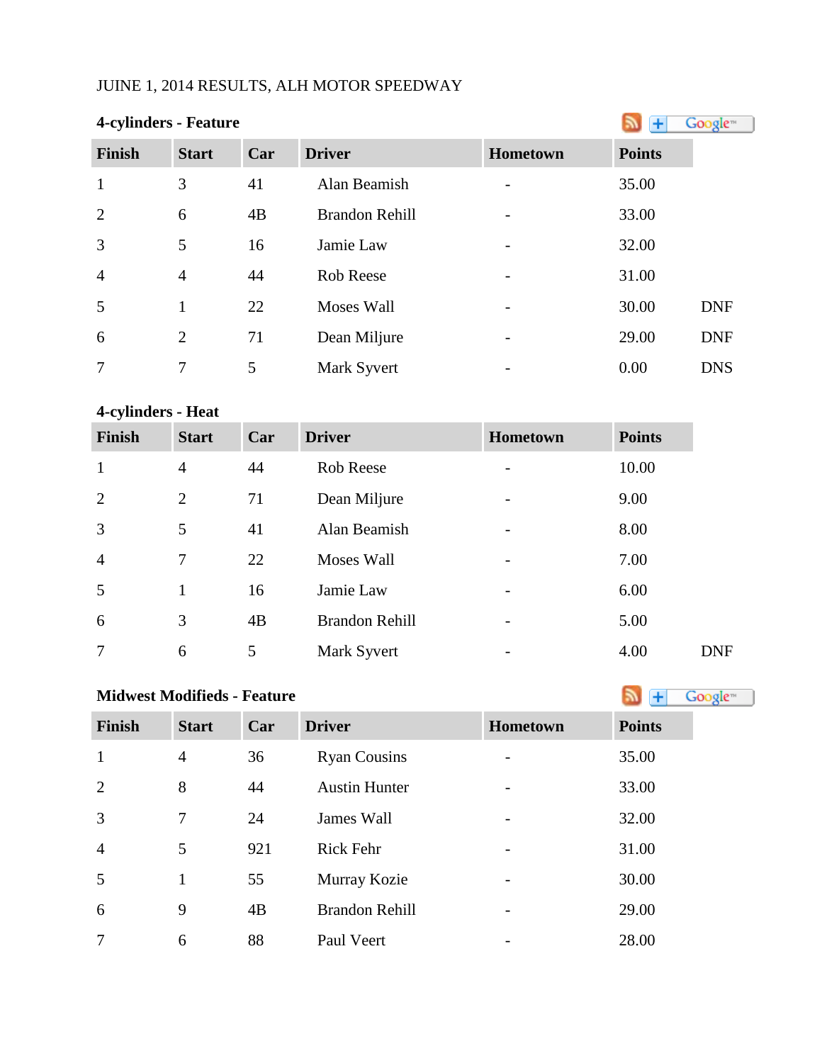JUINE 1, 2014 RESULTS, ALH MOTOR SPEEDWAY

**4-cylinders - Feature**

| Finish | Start | Car | Driver | Hometown | Points | |
|---|---|---|---|---|---|---|
| 1 | 3 | 41 | Alan Beamish | - | 35.00 | |
| 2 | 6 | 4B | Brandon Rehill | - | 33.00 | |
| 3 | 5 | 16 | Jamie Law | - | 32.00 | |
| 4 | 4 | 44 | Rob Reese | - | 31.00 | |
| 5 | 1 | 22 | Moses Wall | - | 30.00 | DNF |
| 6 | 2 | 71 | Dean Miljure | - | 29.00 | DNF |
| 7 | 7 | 5 | Mark Syvert | - | 0.00 | DNS |

**4-cylinders - Heat**

| Finish | Start | Car | Driver | Hometown | Points | |
|---|---|---|---|---|---|---|
| 1 | 4 | 44 | Rob Reese | - | 10.00 | |
| 2 | 2 | 71 | Dean Miljure | - | 9.00 | |
| 3 | 5 | 41 | Alan Beamish | - | 8.00 | |
| 4 | 7 | 22 | Moses Wall | - | 7.00 | |
| 5 | 1 | 16 | Jamie Law | - | 6.00 | |
| 6 | 3 | 4B | Brandon Rehill | - | 5.00 | |
| 7 | 6 | 5 | Mark Syvert | - | 4.00 | DNF |

**Midwest Modifieds - Feature**

| Finish | Start | Car | Driver | Hometown | Points |
|---|---|---|---|---|---|
| 1 | 4 | 36 | Ryan Cousins | - | 35.00 |
| 2 | 8 | 44 | Austin Hunter | - | 33.00 |
| 3 | 7 | 24 | James Wall | - | 32.00 |
| 4 | 5 | 921 | Rick Fehr | - | 31.00 |
| 5 | 1 | 55 | Murray Kozie | - | 30.00 |
| 6 | 9 | 4B | Brandon Rehill | - | 29.00 |
| 7 | 6 | 88 | Paul Veert | - | 28.00 |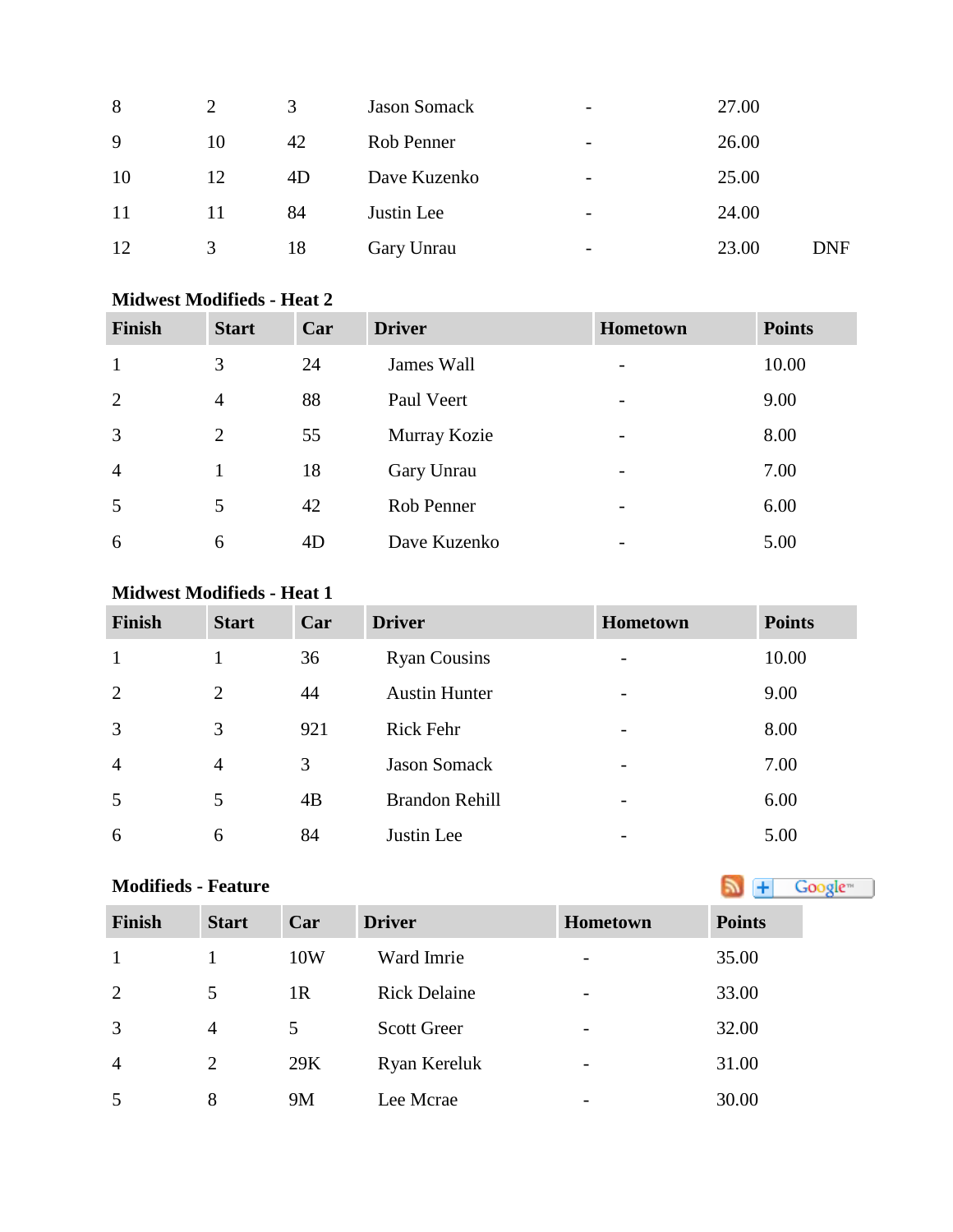| | | | | | | |
|---|---|---|---|---|---|---|
| 8 | 2 | 3 | Jason Somack | - | 27.00 | |
| 9 | 10 | 42 | Rob Penner | - | 26.00 | |
| 10 | 12 | 4D | Dave Kuzenko | - | 25.00 | |
| 11 | 11 | 84 | Justin Lee | - | 24.00 | |
| 12 | 3 | 18 | Gary Unrau | - | 23.00 | DNF |

**Midwest Modifieds - Heat 2**

| Finish | Start | Car | Driver | Hometown | Points |
|---|---|---|---|---|---|
| 1 | 3 | 24 | James Wall | - | 10.00 |
| 2 | 4 | 88 | Paul Veert | - | 9.00 |
| 3 | 2 | 55 | Murray Kozie | - | 8.00 |
| 4 | 1 | 18 | Gary Unrau | - | 7.00 |
| 5 | 5 | 42 | Rob Penner | - | 6.00 |
| 6 | 6 | 4D | Dave Kuzenko | - | 5.00 |

**Midwest Modifieds - Heat 1**

| Finish | Start | Car | Driver | Hometown | Points |
|---|---|---|---|---|---|
| 1 | 1 | 36 | Ryan Cousins | - | 10.00 |
| 2 | 2 | 44 | Austin Hunter | - | 9.00 |
| 3 | 3 | 921 | Rick Fehr | - | 8.00 |
| 4 | 4 | 3 | Jason Somack | - | 7.00 |
| 5 | 5 | 4B | Brandon Rehill | - | 6.00 |
| 6 | 6 | 84 | Justin Lee | - | 5.00 |

**Modifieds - Feature**

| Finish | Start | Car | Driver | Hometown | Points |
|---|---|---|---|---|---|
| 1 | 1 | 10W | Ward Imrie | - | 35.00 |
| 2 | 5 | 1R | Rick Delaine | - | 33.00 |
| 3 | 4 | 5 | Scott Greer | - | 32.00 |
| 4 | 2 | 29K | Ryan Kereluk | - | 31.00 |
| 5 | 8 | 9M | Lee Mcrae | - | 30.00 |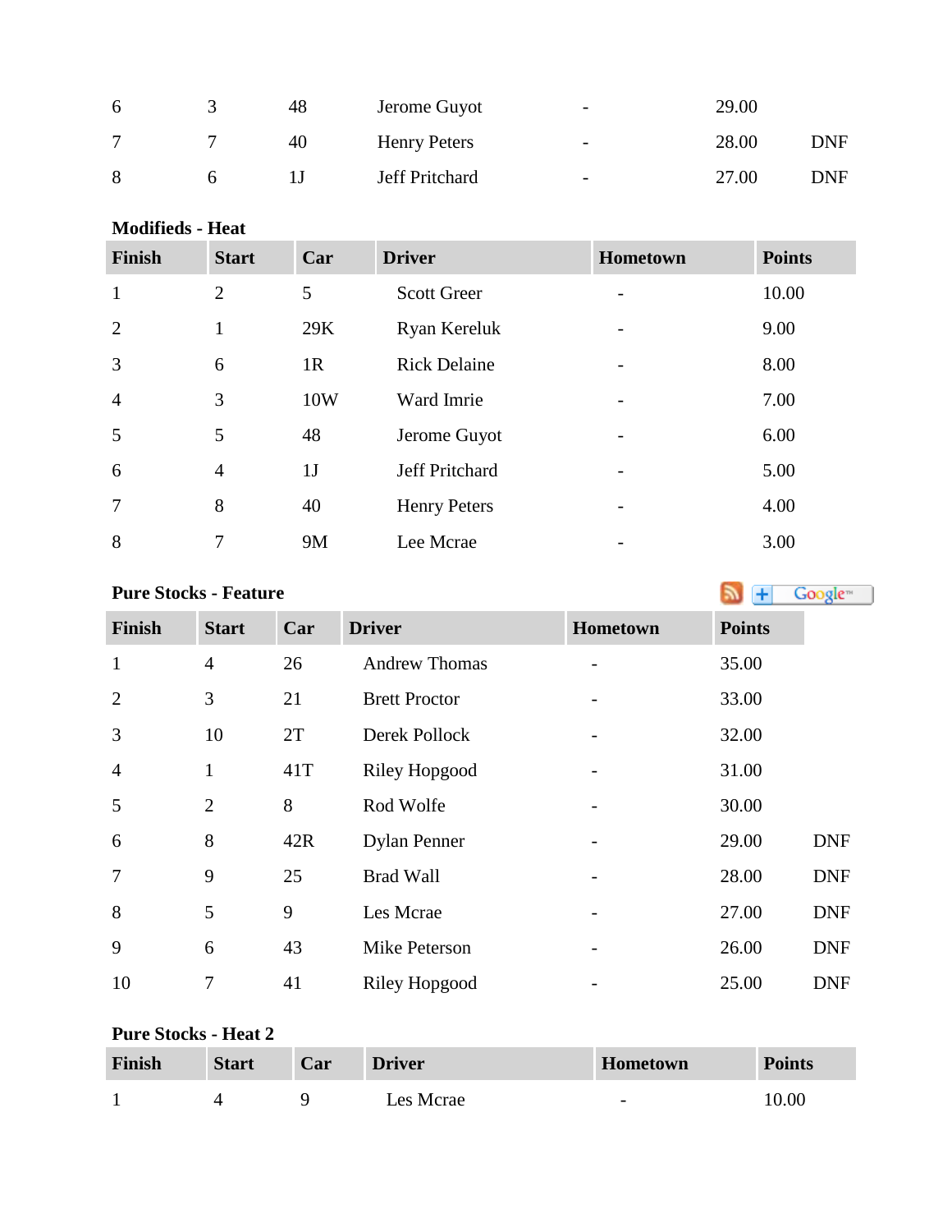| Finish | Start | Car | Driver | Hometown | Points | |
|---|---|---|---|---|---|---|
| 6 | 3 | 48 | Jerome Guyot | - | 29.00 | |
| 7 | 7 | 40 | Henry Peters | - | 28.00 | DNF |
| 8 | 6 | 1J | Jeff Pritchard | - | 27.00 | DNF |

**Modifieds - Heat**

| Finish | Start | Car | Driver | Hometown | Points |
|---|---|---|---|---|---|
| 1 | 2 | 5 | Scott Greer | - | 10.00 |
| 2 | 1 | 29K | Ryan Kereluk | - | 9.00 |
| 3 | 6 | 1R | Rick Delaine | - | 8.00 |
| 4 | 3 | 10W | Ward Imrie | - | 7.00 |
| 5 | 5 | 48 | Jerome Guyot | - | 6.00 |
| 6 | 4 | 1J | Jeff Pritchard | - | 5.00 |
| 7 | 8 | 40 | Henry Peters | - | 4.00 |
| 8 | 7 | 9M | Lee Mcrae | - | 3.00 |

**Pure Stocks - Feature**

| Finish | Start | Car | Driver | Hometown | Points | |
|---|---|---|---|---|---|---|
| 1 | 4 | 26 | Andrew Thomas | - | 35.00 | |
| 2 | 3 | 21 | Brett Proctor | - | 33.00 | |
| 3 | 10 | 2T | Derek Pollock | - | 32.00 | |
| 4 | 1 | 41T | Riley Hopgood | - | 31.00 | |
| 5 | 2 | 8 | Rod Wolfe | - | 30.00 | |
| 6 | 8 | 42R | Dylan Penner | - | 29.00 | DNF |
| 7 | 9 | 25 | Brad Wall | - | 28.00 | DNF |
| 8 | 5 | 9 | Les Mcrae | - | 27.00 | DNF |
| 9 | 6 | 43 | Mike Peterson | - | 26.00 | DNF |
| 10 | 7 | 41 | Riley Hopgood | - | 25.00 | DNF |

**Pure Stocks - Heat 2**

| Finish | Start | Car | Driver | Hometown | Points |
|---|---|---|---|---|---|
| 1 | 4 | 9 | Les Mcrae | - | 10.00 |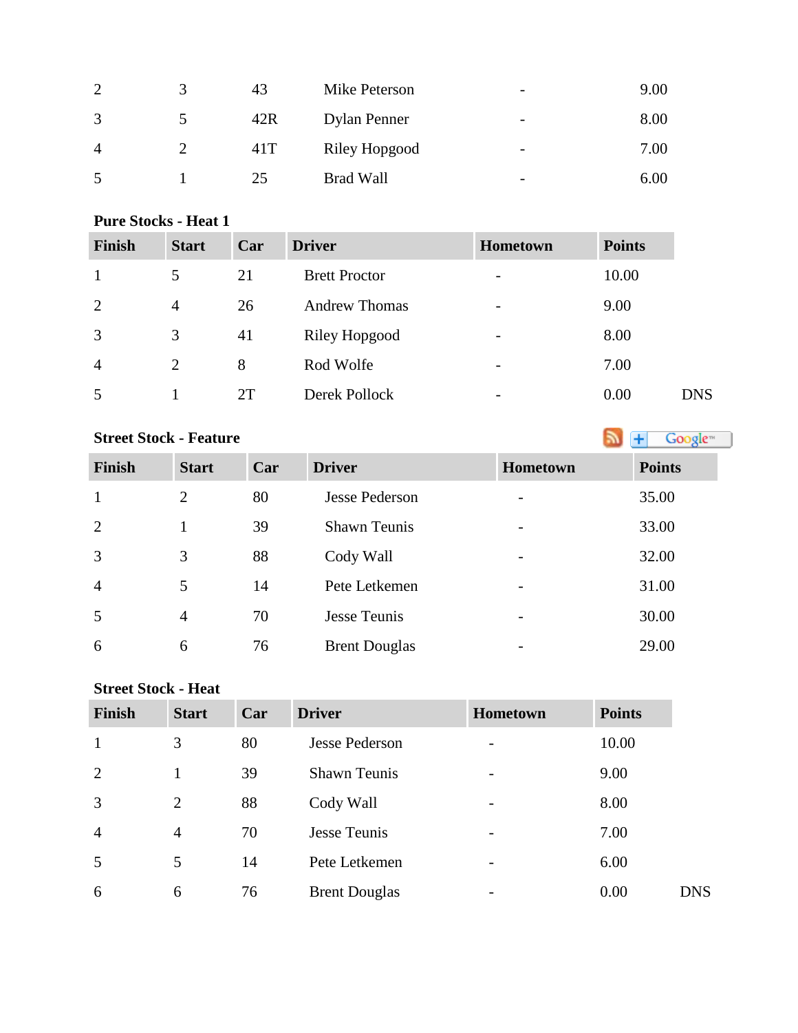| | | | | | |
|---|---|---|---|---|---|
| 2 | 3 | 43 | Mike Peterson | - | 9.00 |
| 3 | 5 | 42R | Dylan Penner | - | 8.00 |
| 4 | 2 | 41T | Riley Hopgood | - | 7.00 |
| 5 | 1 | 25 | Brad Wall | - | 6.00 |

**Pure Stocks - Heat 1**

| Finish | Start | Car | Driver | Hometown | Points | |
|---|---|---|---|---|---|---|
| 1 | 5 | 21 | Brett Proctor | - | 10.00 | |
| 2 | 4 | 26 | Andrew Thomas | - | 9.00 | |
| 3 | 3 | 41 | Riley Hopgood | - | 8.00 | |
| 4 | 2 | 8 | Rod Wolfe | - | 7.00 | |
| 5 | 1 | 2T | Derek Pollock | - | 0.00 | DNS |

**Street Stock - Feature**

| Finish | Start | Car | Driver | Hometown | Points |
|---|---|---|---|---|---|
| 1 | 2 | 80 | Jesse Pederson | - | 35.00 |
| 2 | 1 | 39 | Shawn Teunis | - | 33.00 |
| 3 | 3 | 88 | Cody Wall | - | 32.00 |
| 4 | 5 | 14 | Pete Letkemen | - | 31.00 |
| 5 | 4 | 70 | Jesse Teunis | - | 30.00 |
| 6 | 6 | 76 | Brent Douglas | - | 29.00 |

**Street Stock - Heat**

| Finish | Start | Car | Driver | Hometown | Points | |
|---|---|---|---|---|---|---|
| 1 | 3 | 80 | Jesse Pederson | - | 10.00 | |
| 2 | 1 | 39 | Shawn Teunis | - | 9.00 | |
| 3 | 2 | 88 | Cody Wall | - | 8.00 | |
| 4 | 4 | 70 | Jesse Teunis | - | 7.00 | |
| 5 | 5 | 14 | Pete Letkemen | - | 6.00 | |
| 6 | 6 | 76 | Brent Douglas | - | 0.00 | DNS |